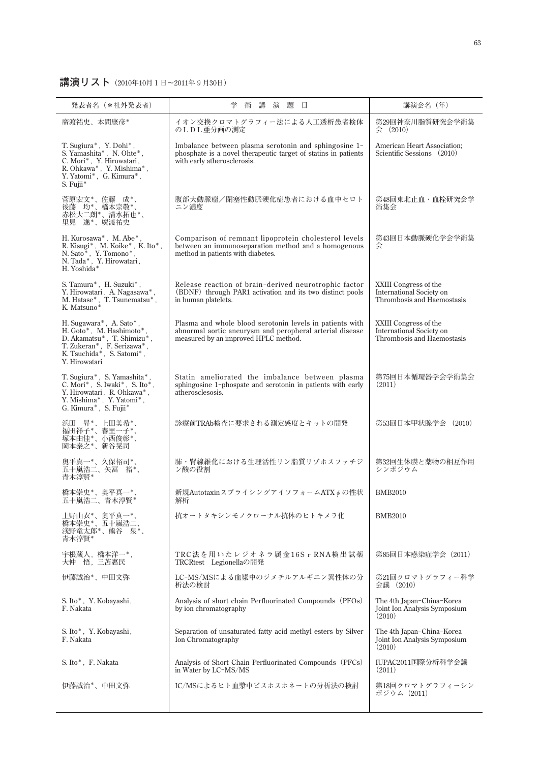## 講演リスト（2010年10月1日～2011年9月30日）

| 発表者名（＊社外発表者） | 学術講演題目 | 講演会名（年） |
|---|---|---|
| 廣渡祐史、本間康彦＊ | イオン交換クロマトグラフィー法による人工透析患者検体のＬＤＬ亜分画の測定 | 第29回神奈川脂質研究会学術集会（2010） |
| T. Sugiura＊, Y. Dohi＊, S. Yamashita＊, N. Ohte＊, C. Mori＊, Y. Hirowatari, R. Ohkawa＊, Y. Mishima＊, Y. Yatomi＊, G. Kimura＊, S. Fujii＊ | Imbalance between plasma serotonin and sphingosine 1-phosphate is a novel therapeutic target of statins in patients with early atherosclerosis. | American Heart Association; Scientific Sessions（2010） |
| 菅原宏文＊、佐藤　成＊、後藤　均＊、橋本宗敬＊、赤松大二朗＊、清水拓也＊、里見　進＊、廣渡祐史 | 腹部大動脈瘤／閉塞性動脈硬化症患者における血中セロトニン濃度 | 第48回東北止血・血栓研究会学術集会 |
| H. Kurosawa＊, M. Abe＊, R. Kisugi＊, M. Koike＊, K. Ito＊, N. Sato＊, Y. Tomono＊, N. Tada＊, Y. Hirowatari, H. Yoshida＊ | Comparison of remnant lipoprotein cholesterol levels between an immunoseparation method and a homogenous method in patients with diabetes. | 第43回日本動脈硬化学会学術集会 |
| S. Tamura＊, H. Suzuki＊, Y. Hirowatari, A. Nagasawa＊, M. Hatase＊, T. Tsunematsu＊, K. Matsuno＊ | Release reaction of brain-derived neurotrophic factor（BDNF）through PAR1 activation and its two distinct pools in human platelets. | XXIII Congress of the International Society on Thrombosis and Haemostasis |
| H. Sugawara＊, A. Sato＊, H. Goto＊, M. Hashimoto＊, D. Akamatsu＊, T. Shimizu＊, T. Zukeran＊, F. Serizawa＊, K. Tsuchida＊, S. Satomi＊, Y. Hirowatari | Plasma and whole blood serotonin levels in patients with abnormal aortic aneurysm and peropheral arterial disease measured by an improved HPLC method. | XXIII Congress of the International Society on Thrombosis and Haemostasis |
| T. Sugiura＊, S. Yamashita＊, C. Mori＊, S. Iwaki＊, S. Ito＊, Y. Hirowatari, R. Ohkawa＊, Y. Mishima＊, Y. Yatomi＊, G. Kimura＊, S. Fujii＊ | Statin ameliorated the imbalance between plasma sphingosine 1-phospate and serotonin in patients with early atherosclesosis. | 第75回日本循環器学会学術集会（2011） |
| 浜田　昇＊、上田美希＊、福田祥子＊、春里一子＊、塚本由佳＊、小西俊彰＊、岡本泰之＊、新谷晃司 | 診療前TRAb検査に要求される測定感度とキットの開発 | 第53回日本甲状腺学会（2010） |
| 奥平真一＊、久保裕司＊、五十嵐浩二、矢冨　裕＊、青木淳賢＊ | 肺・胃線維化における生理活性リン脂質リゾホスファチジン酸の役割 | 第32回生体膜と薬物の相互作用シンポジウム |
| 橋本崇史＊、奥平真一＊、五十嵐浩二、青木淳賢＊ | 新規Autotaxinスプライシングアイソフォーム ATX $\phi$ の性状解析 | BMB2010 |
| 上野由衣＊、奥平真一＊、橋本崇史＊、五十嵐浩二、浅野竜太郎＊、熊谷　泉＊、青木淳賢＊ | 抗オートタキシンモノクローナル抗体のヒトキメラ化 | BMB2010 |
| 宇根蔵人，橋本洋一＊，大仲　悟，三苫恵民 | TRC法を用いたレジオネラ属金16S r RNA検出試薬 TRCRtest　Legionellaの開発 | 第85回日本感染症学会（2011） |
| 伊藤誠治＊、中田文弥 | LC-MS/MSによる血漿中のジメチルアルギニン異性体の分析法の検討 | 第21回クロマトグラフィー科学会議（2010） |
| S. Ito＊, Y. Kobayashi, F. Nakata | Analysis of short chain Perfluorinated Compounds（PFOs）by ion chromatography | The 4th Japan-China-Korea Joint Ion Analysis Symposium（2010） |
| S. Ito＊, Y. Kobayashi, F. Nakata | Separation of unsaturated fatty acid methyl esters by Silver Ion Chromatography | The 4th Japan-China-Korea Joint Ion Analysis Symposium（2010） |
| S. Ito＊, F. Nakata | Analysis of Short Chain Perfluorinated Compounds（PFCs）in Water by LC-MS/MS | IUPAC2011国際分析科学会議（2011） |
| 伊藤誠治＊、中田文弥 | IC/MSによるヒト血漿中ビスホスホネートの分析法の検討 | 第18回クロマトグラフィーシンポジウム（2011） |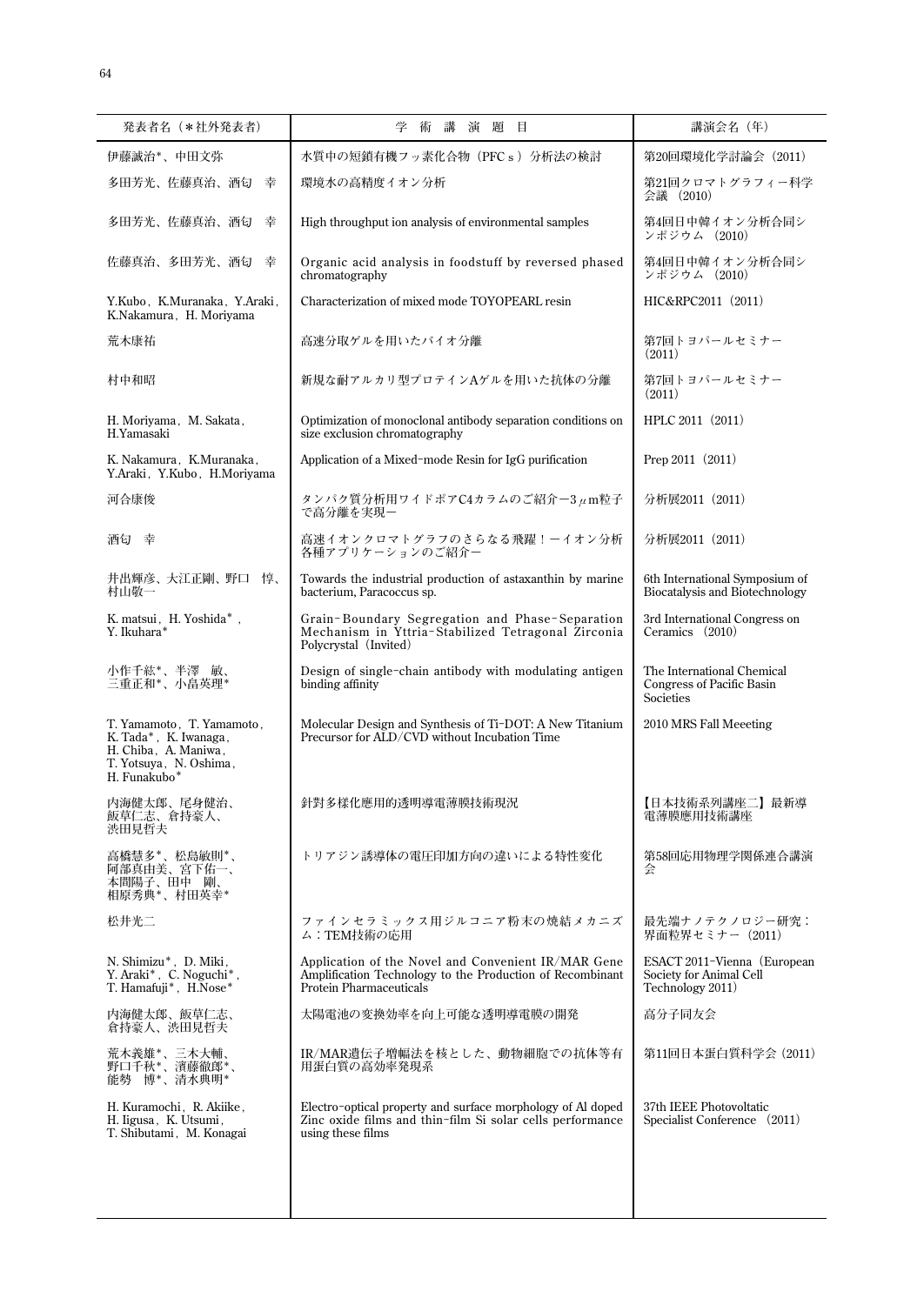| 発表者名（＊社外発表者） | 学 術 講 演 題 目 | 講演会名（年） |
|---|---|---|
| 伊藤誠治*、中田文弥 | 水質中の短鎖有機フッ素化合物（PFCｓ）分析法の検討 | 第20回環境化学討論会（2011） |
| 多田芳光、佐藤真治、酒匂　幸 | 環境水の高精度イオン分析 | 第21回クロマトグラフィー科学会議 （2010） |
| 多田芳光、佐藤真治、酒匂　幸 | High throughput ion analysis of environmental samples | 第4回日中韓イオン分析合同シンポジウム （2010） |
| 佐藤真治、多田芳光、酒匂　幸 | Organic acid analysis in foodstuff by reversed phased chromatography | 第4回日中韓イオン分析合同シンポジウム （2010） |
| Y.Kubo，K.Muranaka，Y.Araki，K.Nakamura，H. Moriyama | Characterization of mixed mode TOYOPEARL resin | HIC&RPC2011（2011） |
| 荒木康祐 | 高速分取ゲルを用いたバイオ分離 | 第7回トヨパールセミナー（2011） |
| 村中和昭 | 新規な耐アルカリ型プロテインAゲルを用いた抗体の分離 | 第7回トヨパールセミナー（2011） |
| H. Moriyama，M. Sakata，H.Yamasaki | Optimization of monoclonal antibody separation conditions on size exclusion chromatography | HPLC 2011（2011） |
| K. Nakamura，K.Muranaka，Y.Araki，Y.Kubo，H.Moriyama | Application of a Mixed-mode Resin for IgG purification | Prep 2011（2011） |
| 河合康俊 | タンパク質分析用ワイドポアC4カラムのご紹介－3 $\mu$m粒子で高分離を実現－ | 分析展2011（2011） |
| 酒匂　幸 | 高速イオンクロマトグラフのさらなる飛躍！－イオン分析各種アプリケーションのご紹介－ | 分析展2011（2011） |
| 井出輝彦、大江正剛、野口　惇、村山敬一 | Towards the industrial production of astaxanthin by marine bacterium, Paracoccus sp. | 6th International Symposium of Biocatalysis and Biotechnology |
| K. matsui，H. Yoshida*，Y. Ikuhara* | Grain-Boundary Segregation and Phase-Separation Mechanism in Yttria-Stabilized Tetragonal Zirconia Polycrystal（Invited） | 3rd International Congress on Ceramics （2010） |
| 小作千紘*、半澤　敏、三重正和*、小畠英理* | Design of single-chain antibody with modulating antigen binding affinity | The International Chemical Congress of Pacific Basin Societies |
| T. Yamamoto，T. Yamamoto，K. Tada*，K. Iwanaga，H. Chiba，A. Maniwa，T. Yotsuya，N. Oshima，H. Funakubo* | Molecular Design and Synthesis of Ti-DOT: A New Titanium Precursor for ALD/CVD without Incubation Time | 2010 MRS Fall Meeeting |
| 内海健太郎、尾身健治、飯草仁志、倉持豪人、渋田見哲夫 | 針對多樣化應用的透明導電薄膜技術現況 | 【日本技術系列講座二】最新導電薄膜應用技術講座 |
| 高橋慧多*、松島敏則*、阿部真由美、宮下佑一、本間陽子、田中　剛、相原秀典*、村田英幸* | トリアジン誘導体の電圧印加方向の違いによる特性変化 | 第58回応用物理学関係連合講演会 |
| 松井光二 | ファインセラミックス用ジルコニア粉末の焼結メカニズム：TEM技術の応用 | 最先端ナノテクノロジー研究：界面粒界セミナー（2011） |
| N. Shimizu*，D. Miki，Y. Araki*，C. Noguchi*，T. Hamafuji*，H.Nose* | Application of the Novel and Convenient IR/MAR Gene Amplification Technology to the Production of Recombinant Protein Pharmaceuticals | ESACT 2011-Vienna（European Society for Animal Cell Technology 2011） |
| 内海健太郎、飯草仁志、倉持豪人、渋田見哲夫 | 太陽電池の変換効率を向上可能な透明導電膜の開発 | 高分子同友会 |
| 荒木義雄*、三木大輔、野口千秋*、濱藤徹郎*、能勢　博*、清水典明* | IR/MAR遺伝子増幅法を核とした、動物細胞での抗体等有用蛋白質の高効率発現系 | 第11回日本蛋白質科学会（2011） |
| H. Kuramochi，R. Akiike，H. Iigusa，K. Utsumi，T. Shibutami，M. Konagai | Electro-optical property and surface morphology of Al doped Zinc oxide films and thin-film Si solar cells performance using these films | 37th IEEE Photovoltatic Specialist Conference （2011） |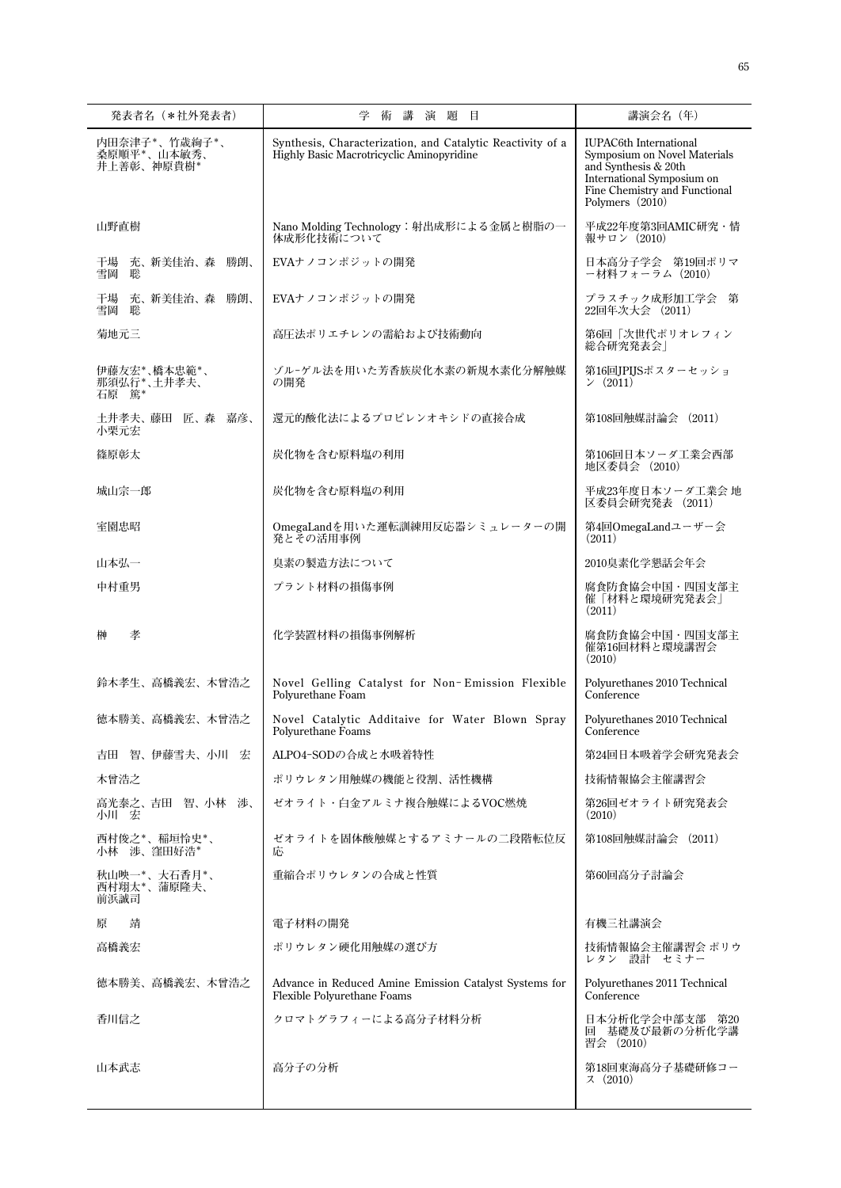| 発表者名（＊社外発表者） | 学　術　講　演　題　目 | 講演会名（年） |
|---|---|---|
| 内田奈津子*、竹歳絢子*、桑原順平*、山本敏秀、井上善彰、神原貴樹* | Synthesis, Characterization, and Catalytic Reactivity of a Highly Basic Macrotricyclic Aminopyridine | IUPAC6th International Symposium on Novel Materials and Synthesis & 20th International Symposium on Fine Chemistry and Functional Polymers（2010） |
| 山野直樹 | Nano Molding Technology：射出成形による金属と樹脂の一体成形化技術について | 平成22年度第3回AMIC研究・情報サロン（2010） |
| 千場　充、新美佳治、森　勝朗、雪岡　聡 | EVAナノコンポジットの開発 | 日本高分子学会　第19回ポリマー材料フォーラム（2010） |
| 千場　充、新美佳治、森　勝朗、雪岡　聡 | EVAナノコンポジットの開発 | プラスチック成形加工学会　第22回年次大会（2011） |
| 菊地元三 | 高圧法ポリエチレンの需給および技術動向 | 第6回「次世代ポリオレフィン総合研究発表会」 |
| 伊藤友宏*、橋本忠範*、那須弘行*、土井孝夫、石原　篤* | ゾル-ゲル法を用いた芳香族炭化水素の新規水素化分解触媒の開発 | 第16回JPIJSポスターセッション（2011） |
| 土井孝夫、藤田　匠、森　嘉彦、小栗元宏 | 還元的酸化法によるプロピレンオキシドの直接合成 | 第108回触媒討論会（2011） |
| 篠原彰太 | 炭化物を含む原料塩の利用 | 第106回日本ソーダ工業会西部地区委員会（2010） |
| 城山宗一郎 | 炭化物を含む原料塩の利用 | 平成23年度日本ソーダ工業会 地区委員会研究発表（2011） |
| 室園忠昭 | OmegaLandを用いた運転訓練用反応器シミュレーターの開発とその活用事例 | 第4回OmegaLandユーザー会（2011） |
| 山本弘一 | 臭素の製造方法について | 2010臭素化学懇話会年会 |
| 中村重男 | プラント材料の損傷事例 | 腐食防食協会中国・四国支部主催「材料と環境研究発表会」（2011） |
| 榊　　孝 | 化学装置材料の損傷事例解析 | 腐食防食協会中国・四国支部主催第16回材料と環境講習会（2010） |
| 鈴木孝生、高橋義宏、木曽浩之 | Novel Gelling Catalyst for Non-Emission Flexible Polyurethane Foam | Polyurethanes 2010 Technical Conference |
| 徳本勝美、高橋義宏、木曽浩之 | Novel Catalytic Additaive for Water Blown Spray Polyurethane Foams | Polyurethanes 2010 Technical Conference |
| 吉田　智、伊藤雪夫、小川　宏 | ALPO4-SODの合成と水吸着特性 | 第24回日本吸着学会研究発表会 |
| 木曽浩之 | ポリウレタン用触媒の機能と役割、活性機構 | 技術情報協会主催講習会 |
| 高光泰之、吉田　智、小林　渉、小川　宏 | ゼオライト・白金アルミナ複合触媒によるVOC燃焼 | 第26回ゼオライト研究発表会（2010） |
| 西村俊之*、稲垣怜史*、小林　渉、窪田好浩* | ゼオライトを固体酸触媒とするアミナールの二段階転位反応 | 第108回触媒討論会（2011） |
| 秋山映一*、大石香月*、西村翔太*、蒲原隆夫、前浜誠司 | 重縮合ポリウレタンの合成と性質 | 第60回高分子討論会 |
| 原　　靖 | 電子材料の開発 | 有機三社講演会 |
| 高橋義宏 | ポリウレタン硬化用触媒の選び方 | 技術情報協会主催講習会 ポリウレタン　設計　セミナー |
| 徳本勝美、高橋義宏、木曽浩之 | Advance in Reduced Amine Emission Catalyst Systems for Flexible Polyurethane Foams | Polyurethanes 2011 Technical Conference |
| 香川信之 | クロマトグラフィーによる高分子材料分析 | 日本分析化学会中部支部　第20回　基礎及び最新の分析化学講習会（2010） |
| 山本武志 | 高分子の分析 | 第18回東海高分子基礎研修コース（2010） |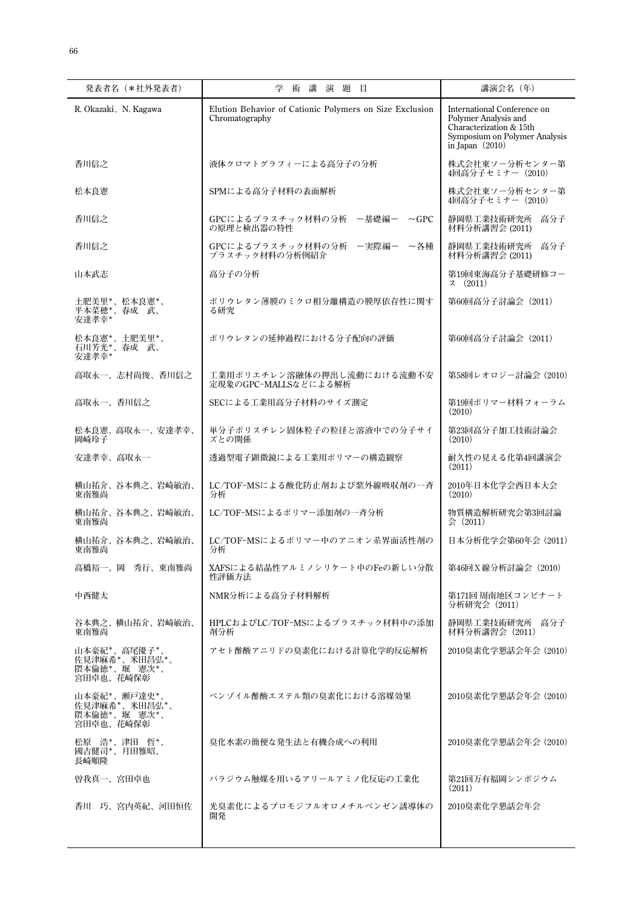| 発表者名（＊社外発表者） | 学 術 講 演 題 目 | 講演会名（年） |
|---|---|---|
| R. Okazaki, N. Kagawa | Elution Behavior of Cationic Polymers on Size Exclusion Chromatography | International Conference on Polymer Analysis and Characterization & 15th Symposium on Polymer Analysis in Japan（2010） |
| 香川信之 | 液体クロマトグラフィーによる高分子の分析 | 株式会社東ソー分析センター第4回高分子セミナー（2010） |
| 松本良憲 | SPMによる高分子材料の表面解析 | 株式会社東ソー分析センター第4回高分子セミナー（2010） |
| 香川信之 | GPCによるプラスチック材料の分析　ー基礎編ー　～GPCの原理と検出器の特性 | 静岡県工業技術研究所　高分子材料分析講習会 (2011) |
| 香川信之 | GPCによるプラスチック材料の分析　ー実際編ー　～各種プラスチック材料の分析例紹介 | 静岡県工業技術研究所　高分子材料分析講習会 (2011) |
| 山本武志 | 高分子の分析 | 第19回東海高分子基礎研修コース（2011） |
| 土肥美里*、松本良憲*、平本菜穂*、春成　武、安達孝幸* | ポリウレタン薄膜のミクロ相分離構造の膜厚依存性に関する研究 | 第60回高分子討論会（2011） |
| 松本良憲*、土肥美里*、石川芳光*、春成　武、安達孝幸* | ポリウレタンの延伸過程における分子配向の評価 | 第60回高分子討論会（2011） |
| 高取永一、志村尚俊、香川信之 | 工業用ポリエチレン溶融体の押出し流動における流動不安定現象のGPC-MALLSなどによる解析 | 第58回レオロジー討論会 (2010) |
| 高取永一、香川信之 | SECによる工業用高分子材料のサイズ測定 | 第19回ポリマー材料フォーラム（2010） |
| 松本良憲、高取永一、安達孝幸、岡崎玲子 | 単分子ポリスチレン固体粒子の粒径と溶液中での分子サイズとの関係 | 第23回高分子加工技術討論会（2010） |
| 安達孝幸、高取永一 | 透過型電子顕微鏡による工業用ポリマーの構造観察 | 耐久性の見える化第4回講演会（2011） |
| 横山祐介、谷本典之、岩崎敏治、東南雅尚 | LC/TOF-MSによる酸化防止剤および紫外線吸収剤の一斉分析 | 2010年日本化学会西日本大会（2010） |
| 横山祐介、谷本典之、岩崎敏治、東南雅尚 | LC/TOF-MSによるポリマー添加剤の一斉分析 | 物質構造解析研究会第3回討論会（2011） |
| 横山祐介、谷本典之、岩崎敏治、東南雅尚 | LC/TOF-MSによるポリマー中のアニオン系界面活性剤の分析 | 日本分析化学会第60年会 (2011) |
| 高橋裕一、岡　秀行、東南雅尚 | XAFSによる結晶性アルミノシリケート中のFeの新しい分散性評価方法 | 第46回Ｘ線分析討論会（2010） |
| 中西健太 | NMR分析による高分子材料解析 | 第171回 周南地区コンビナート分析研究会（2011） |
| 谷本典之、横山祐介、岩崎敏治、東南雅尚 | HPLCおよびLC/TOF-MSによるプラスチック材料中の添加剤分析 | 静岡県工業技術研究所　高分子材料分析講習会（2011） |
| 山本豪紀*、高尾優子*、佐見津麻希*、米田昌弘*、隈本倫徳*、堀　憲次*、宮田卓也、花崎保彰 | アセト酢酸アニリドの臭素化における計算化学的反応解析 | 2010臭素化学懇話会年会 (2010) |
| 山本豪紀*、瀬戸達史*、佐見津麻希*、米田昌弘*、隈本倫徳*、堀　憲次*、宮田卓也、花崎保彰 | ベンゾイル酢酸エステル類の臭素化における溶媒効果 | 2010臭素化学懇話会年会 (2010) |
| 松原　浩*、津田　哲*、國吉健司*、月田雅昭、長崎順隆 | 臭化水素の簡便な発生法と有機合成への利用 | 2010臭素化学懇話会年会 (2010) |
| 曽我真一、宮田卓也 | パラジウム触媒を用いるアリールアミノ化反応の工業化 | 第21回万有福岡シンポジウム（2011） |
| 香川　巧、宮内英紀、河田恒佐 | 光臭素化によるブロモジフルオロメチルベンゼン誘導体の開発 | 2010臭素化学懇話会年会 |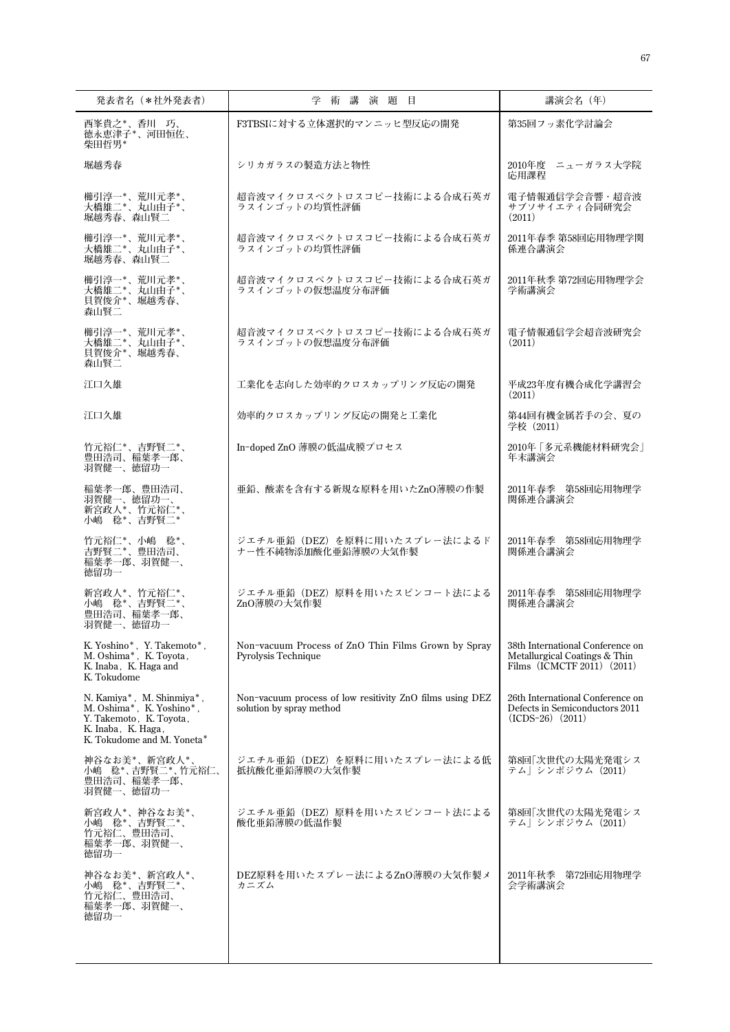| 発表者名（＊社外発表者） | 学　術　講　演　題　目 | 講演会名（年） |
|---|---|---|
| 西峯貴之*、香川　巧、徳永恵津子*、河田恒佐、柴田哲男* | F3TBSIに対する立体選択的マンニッヒ型反応の開発 | 第35回フッ素化学討論会 |
| 堀越秀春 | シリカガラスの製造方法と物性 | 2010年度　ニューガラス大学院応用課程 |
| 櫛引淳一*、荒川元孝*、大橋雄二*、丸山由子*、堀越秀春、森山賢二 | 超音波マイクロスペクトロスコピー技術による合成石英ガラスインゴットの均質性評価 | 電子情報通信学会音響・超音波サブソサイエティ合同研究会（2011） |
| 櫛引淳一*、荒川元孝*、大橋雄二*、丸山由子*、堀越秀春、森山賢二 | 超音波マイクロスペクトロスコピー技術による合成石英ガラスインゴットの均質性評価 | 2011年春季 第58回応用物理学関係連合講演会 |
| 櫛引淳一*、荒川元孝*、大橋雄二*、丸山由子*、貝賀俊介*、堀越秀春、森山賢二 | 超音波マイクロスペクトロスコピー技術による合成石英ガラスインゴットの仮想温度分布評価 | 2011年秋季 第72回応用物理学会学術講演会 |
| 櫛引淳一*、荒川元孝*、大橋雄二*、丸山由子*、貝賀俊介*、堀越秀春、森山賢二 | 超音波マイクロスペクトロスコピー技術による合成石英ガラスインゴットの仮想温度分布評価 | 電子情報通信学会超音波研究会（2011） |
| 江口久雄 | 工業化を志向した効率的クロスカップリング反応の開発 | 平成23年度有機合成化学講習会（2011） |
| 江口久雄 | 効率的クロスカップリング反応の開発と工業化 | 第44回有機金属若手の会、夏の学校（2011） |
| 竹元裕仁*、吉野賢二*、豊田浩司、稲葉孝一郎、羽賀健一、徳留功一 | In-doped ZnO 薄膜の低温成膜プロセス | 2010年「多元系機能材料研究会」年末講演会 |
| 稲葉孝一郎、豊田浩司、羽賀健一、徳留功一、新宮政人*、竹元裕仁*、小嶋　稔*、吉野賢二* | 亜鉛、酸素を含有する新規な原料を用いたZnO薄膜の作製 | 2011年春季　第58回応用物理学関係連合講演会 |
| 竹元裕仁*、小嶋　稔*、吉野賢二*、豊田浩司、稲葉孝一郎、羽賀健一、徳留功一 | ジエチル亜鉛（DEZ）を原料に用いたスプレー法によるドナー性不純物添加酸化亜鉛薄膜の大気作製 | 2011年春季　第58回応用物理学関係連合講演会 |
| 新宮政人*、竹元裕仁*、小嶋　稔*、吉野賢二*、豊田浩司、稲葉孝一郎、羽賀健一、徳留功一 | ジエチル亜鉛（DEZ）原料を用いたスピンコート法によるZnO薄膜の大気作製 | 2011年春季　第58回応用物理学関係連合講演会 |
| K. Yoshino*, Y. Takemoto*, M. Oshima*, K. Toyota, K. Inaba, K. Haga and K. Tokudome | Non-vacuum Process of ZnO Thin Films Grown by Spray Pyrolysis Technique | 38th International Conference on Metallurgical Coatings & Thin Films（ICMCTF 2011）（2011） |
| N. Kamiya*, M. Shinmiya*, M. Oshima*, K. Yoshino*, Y. Takemoto, K. Toyota, K. Inaba, K. Haga, K. Tokudome and M. Yoneta* | Non-vacuum process of low resitivity ZnO films using DEZ solution by spray method | 26th International Conference on Defects in Semiconductors 2011（ICDS-26）（2011） |
| 神谷なお美*、新宮政人*、小嶋　稔*、吉野賢二*、竹元裕仁、豊田浩司、稲葉孝一郎、羽賀健一、徳留功一 | ジエチル亜鉛（DEZ）を原料に用いたスプレー法による低抵抗酸化亜鉛薄膜の大気作製 | 第8回「次世代の太陽光発電システム」シンポジウム（2011） |
| 新宮政人*、神谷なお美*、小嶋　稔*、吉野賢二*、竹元裕仁、豊田浩司、稲葉孝一郎、羽賀健一、徳留功一 | ジエチル亜鉛（DEZ）原料を用いたスピンコート法による酸化亜鉛薄膜の低温作製 | 第8回「次世代の太陽光発電システム」シンポジウム（2011） |
| 神谷なお美*、新宮政人*、小嶋　稔*、吉野賢二*、竹元裕仁、豊田浩司、稲葉孝一郎、羽賀健一、徳留功一 | DEZ原料を用いたスプレー法によるZnO薄膜の大気作製メカニズム | 2011年秋季　第72回応用物理学会学術講演会 |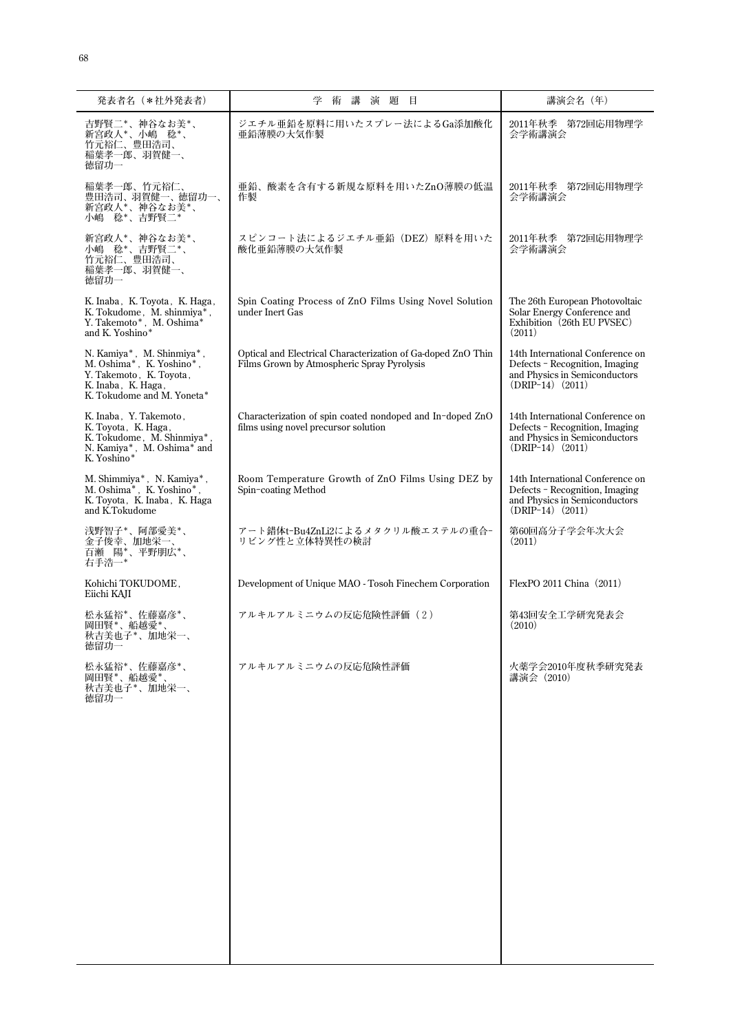| 発表者名（＊社外発表者） | 学 術 講 演 題 目 | 講演会名（年） |
|---|---|---|
| 吉野賢二*、神谷なお美*、新宮政人*、小嶋　稔*、竹元裕仁、豊田浩司、稲葉孝一郎、羽賀健一、徳留功一 | ジエチル亜鉛を原料に用いたスプレー法によるGa添加酸化亜鉛薄膜の大気作製 | 2011年秋季　第72回応用物理学会学術講演会 |
| 稲葉孝一郎、竹元裕仁、豊田浩司、羽賀健一、徳留功一、新宮政人*、神谷なお美*、小嶋　稔*、吉野賢二* | 亜鉛、酸素を含有する新規な原料を用いたZnO薄膜の低温作製 | 2011年秋季　第72回応用物理学会学術講演会 |
| 新宮政人*、神谷なお美*、小嶋　稔*、吉野賢二*、竹元裕仁、豊田浩司、稲葉孝一郎、羽賀健一、徳留功一 | スピンコート法によるジエチル亜鉛（DEZ）原料を用いた酸化亜鉛薄膜の大気作製 | 2011年秋季　第72回応用物理学会学術講演会 |
| K. Inaba, K. Toyota, K. Haga, K. Tokudome, M. shinmiya*, Y. Takemoto*, M. Oshima* and K. Yoshino* | Spin Coating Process of ZnO Films Using Novel Solution under Inert Gas | The 26th European Photovoltaic Solar Energy Conference and Exhibition（26th EU PVSEC）(2011) |
| N. Kamiya*, M. Shinmiya*, M. Oshima*, K. Yoshino*, Y. Takemoto, K. Toyota, K. Inaba, K. Haga, K. Tokudome and M. Yoneta* | Optical and Electrical Characterization of Ga-doped ZnO Thin Films Grown by Atmospheric Spray Pyrolysis | 14th International Conference on Defects - Recognition, Imaging and Physics in Semiconductors（DRIP-14）(2011) |
| K. Inaba, Y. Takemoto, K. Toyota, K. Haga, K. Tokudome, M. Shinmiya*, N. Kamiya*, M. Oshima* and K. Yoshino* | Characterization of spin coated nondoped and In-doped ZnO films using novel precursor solution | 14th International Conference on Defects - Recognition, Imaging and Physics in Semiconductors（DRIP-14）(2011) |
| M. Shimmiya*, N. Kamiya*, M. Oshima*, K. Yoshino*, K. Toyota, K. Inaba, K. Haga and K.Tokudome | Room Temperature Growth of ZnO Films Using DEZ by Spin-coating Method | 14th International Conference on Defects - Recognition, Imaging and Physics in Semiconductors（DRIP-14）(2011) |
| 浅野智子*、阿部愛美*、金子俊幸、加地栄一、百瀬　陽*、平野朋広*、右手浩一* | アート錯体t-Bu4ZnLi2によるメタクリル酸エステルの重合-リビング性と立体特異性の検討 | 第60回高分子学会年次大会（2011） |
| Kohichi TOKUDOME, Eiichi KAJI | Development of Unique MAO - Tosoh Finechem Corporation | FlexPO 2011 China（2011） |
| 松永猛裕*、佐藤嘉彦*、岡田賢*、船越愛*、秋吉美也子*、加地栄一、徳留功一 | アルキルアルミニウムの反応危険性評価（２） | 第43回安全工学研究発表会（2010） |
| 松永猛裕*、佐藤嘉彦*、岡田賢*、船越愛*、秋吉美也子*、加地栄一、徳留功一 | アルキルアルミニウムの反応危険性評価 | 火薬学会2010年度秋季研究発表講演会（2010） |